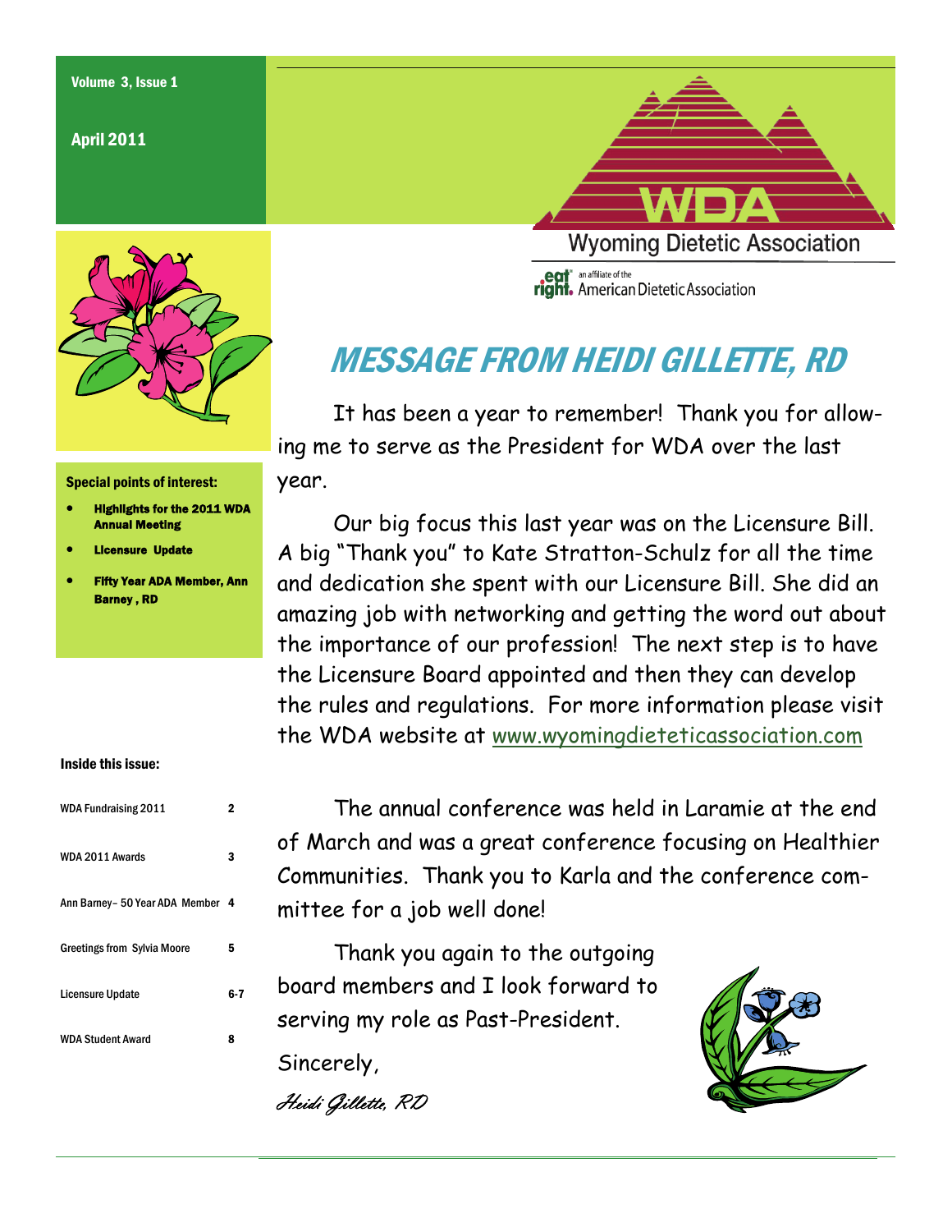Volume 3, Issue 1

April 2011

# Wyoming Dietetic Association

an affiliate of the American Dietetic Association

**Special points of interest:**

- **Highlights for the 2011 WDA Annual Meeting**
- **Licensure Update**
- **Fifty Year ADA Member, Ann Barney, RD**

**Inside this issue:**

| | |
|---|---|
| WDA Fundraising 2011 | 2 |
| WDA 2011 Awards | 3 |
| Ann Barney– 50 Year ADA Member | 4 |
| Greetings from Sylvia Moore | 5 |
| Licensure Update | 6-7 |
| WDA Student Award | 8 |

## MESSAGE FROM HEIDI GILLETTE, RD

It has been a year to remember! Thank you for allowing me to serve as the President for WDA over the last year.

Our big focus this last year was on the Licensure Bill. A big "Thank you" to Kate Stratton-Schulz for all the time and dedication she spent with our Licensure Bill. She did an amazing job with networking and getting the word out about the importance of our profession! The next step is to have the Licensure Board appointed and then they can develop the rules and regulations. For more information please visit the WDA website at www.wyomingdieteticassociation.com

The annual conference was held in Laramie at the end of March and was a great conference focusing on Healthier Communities. Thank you to Karla and the conference committee for a job well done!

Thank you again to the outgoing board members and I look forward to serving my role as Past-President.

Sincerely,

*Heidi Gillette, RD*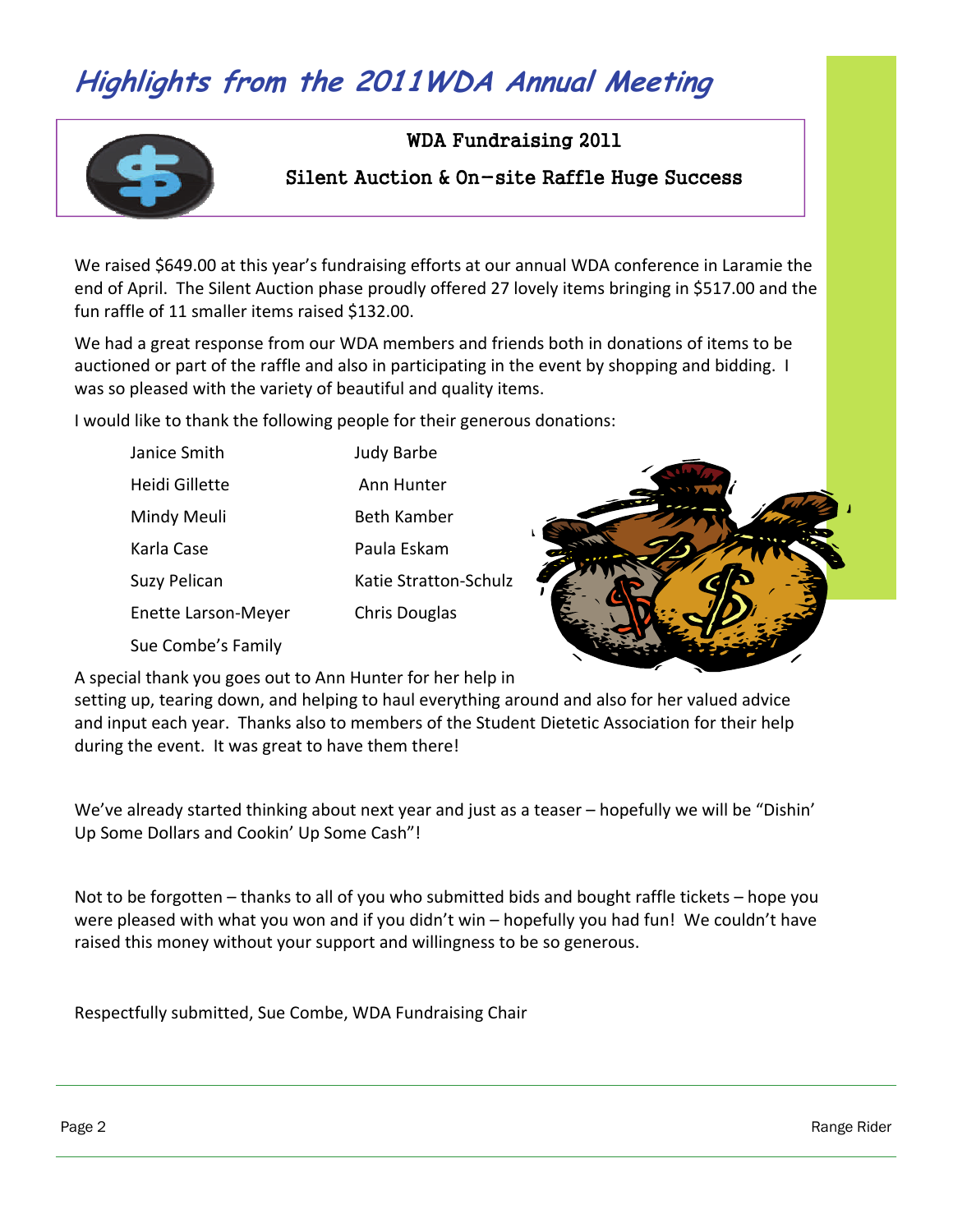# *Highlights from the 2011WDA Annual Meeting*

## WDA Fundraising 2011

### Silent Auction & On-site Raffle Huge Success

We raised $649.00 at this year's fundraising efforts at our annual WDA conference in Laramie the end of April. The Silent Auction phase proudly offered 27 lovely items bringing in $517.00 and the fun raffle of 11 smaller items raised $132.00.

We had a great response from our WDA members and friends both in donations of items to be auctioned or part of the raffle and also in participating in the event by shopping and bidding. I was so pleased with the variety of beautiful and quality items.

I would like to thank the following people for their generous donations:

- Janice Smith
- Heidi Gillette
- Mindy Meuli
- Karla Case
- Suzy Pelican
- Enette Larson-Meyer
- Sue Combe's Family
- Judy Barbe
- Ann Hunter
- Beth Kamber
- Paula Eskam
- Katie Stratton-Schulz
- Chris Douglas

A special thank you goes out to Ann Hunter for her help in setting up, tearing down, and helping to haul everything around and also for her valued advice and input each year. Thanks also to members of the Student Dietetic Association for their help during the event. It was great to have them there!

We've already started thinking about next year and just as a teaser – hopefully we will be "Dishin' Up Some Dollars and Cookin' Up Some Cash"!

Not to be forgotten – thanks to all of you who submitted bids and bought raffle tickets – hope you were pleased with what you won and if you didn't win – hopefully you had fun! We couldn't have raised this money without your support and willingness to be so generous.

Respectfully submitted, Sue Combe, WDA Fundraising Chair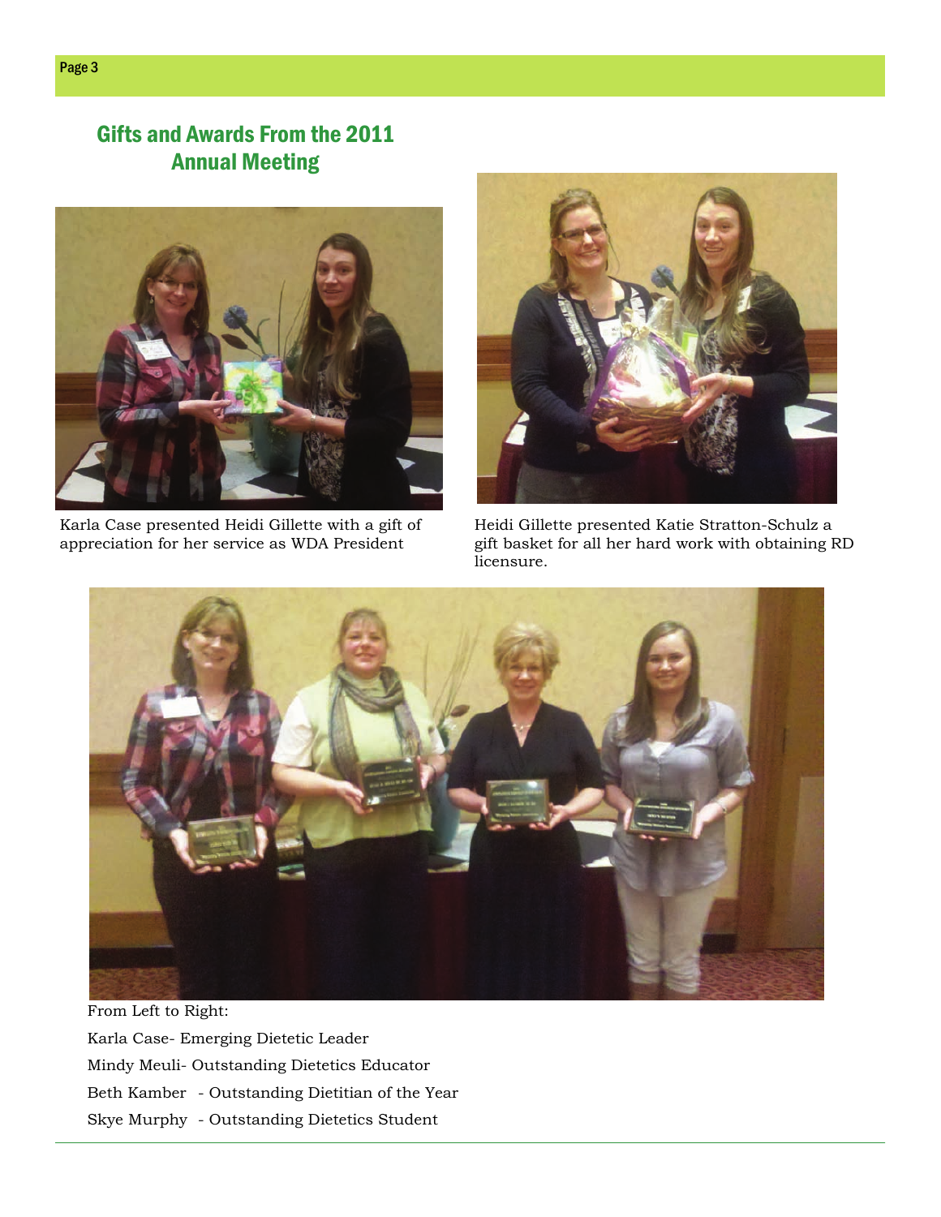## Gifts and Awards From the 2011 Annual Meeting

Karla Case presented Heidi Gillette with a gift of appreciation for her service as WDA President

Heidi Gillette presented Katie Stratton-Schulz a gift basket for all her hard work with obtaining RD licensure.

From Left to Right:

Karla Case- Emerging Dietetic Leader

Mindy Meuli- Outstanding Dietetics Educator

Beth Kamber - Outstanding Dietitian of the Year

Skye Murphy - Outstanding Dietetics Student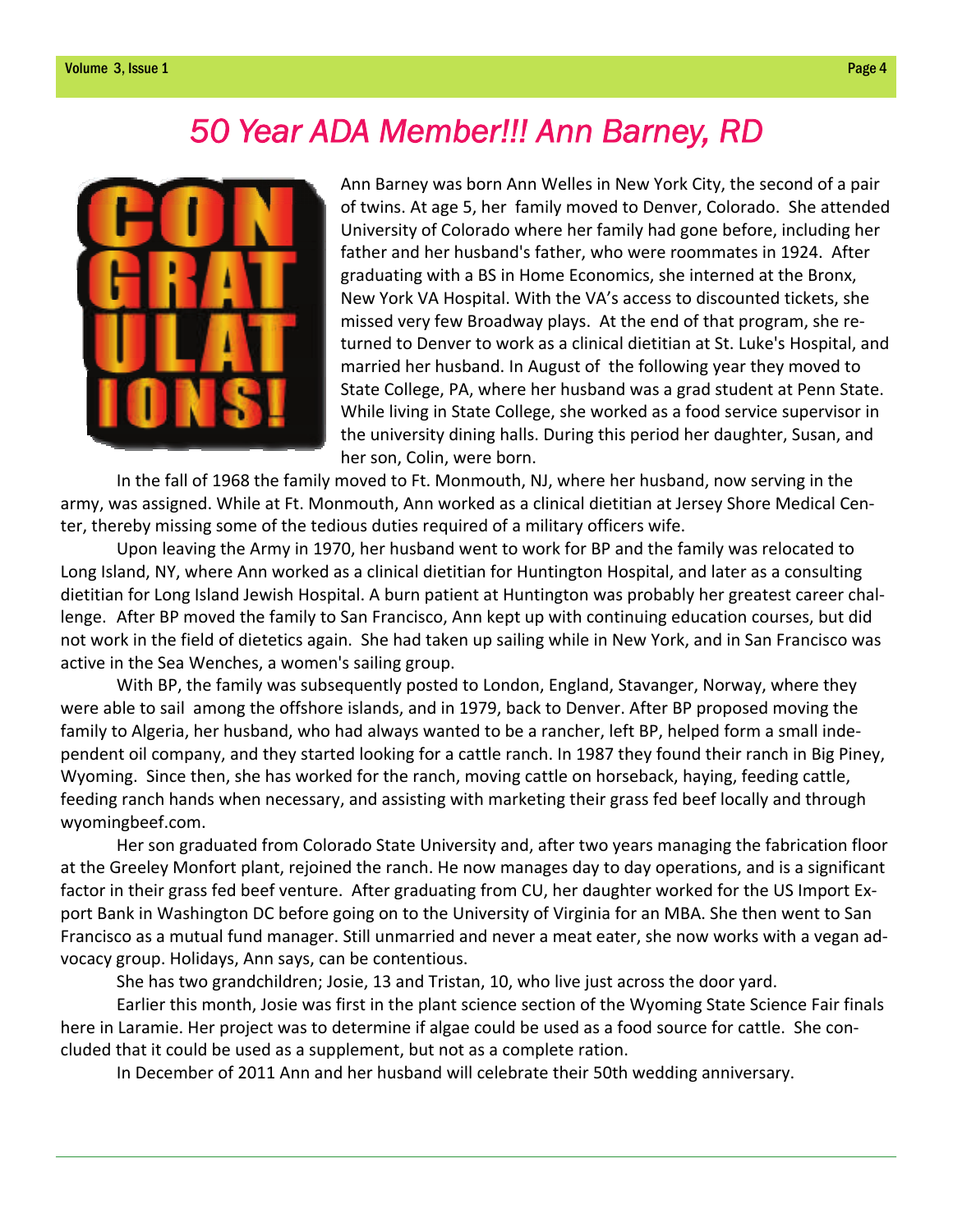# 50 Year ADA Member!!! Ann Barney, RD

Ann Barney was born Ann Welles in New York City, the second of a pair of twins. At age 5, her family moved to Denver, Colorado. She attended University of Colorado where her family had gone before, including her father and her husband's father, who were roommates in 1924. After graduating with a BS in Home Economics, she interned at the Bronx, New York VA Hospital. With the VA's access to discounted tickets, she missed very few Broadway plays. At the end of that program, she returned to Denver to work as a clinical dietitian at St. Luke's Hospital, and married her husband. In August of the following year they moved to State College, PA, where her husband was a grad student at Penn State. While living in State College, she worked as a food service supervisor in the university dining halls. During this period her daughter, Susan, and her son, Colin, were born.

In the fall of 1968 the family moved to Ft. Monmouth, NJ, where her husband, now serving in the army, was assigned. While at Ft. Monmouth, Ann worked as a clinical dietitian at Jersey Shore Medical Center, thereby missing some of the tedious duties required of a military officers wife.

Upon leaving the Army in 1970, her husband went to work for BP and the family was relocated to Long Island, NY, where Ann worked as a clinical dietitian for Huntington Hospital, and later as a consulting dietitian for Long Island Jewish Hospital. A burn patient at Huntington was probably her greatest career challenge. After BP moved the family to San Francisco, Ann kept up with continuing education courses, but did not work in the field of dietetics again. She had taken up sailing while in New York, and in San Francisco was active in the Sea Wenches, a women's sailing group.

With BP, the family was subsequently posted to London, England, Stavanger, Norway, where they were able to sail among the offshore islands, and in 1979, back to Denver. After BP proposed moving the family to Algeria, her husband, who had always wanted to be a rancher, left BP, helped form a small independent oil company, and they started looking for a cattle ranch. In 1987 they found their ranch in Big Piney, Wyoming. Since then, she has worked for the ranch, moving cattle on horseback, haying, feeding cattle, feeding ranch hands when necessary, and assisting with marketing their grass fed beef locally and through wyomingbeef.com.

Her son graduated from Colorado State University and, after two years managing the fabrication floor at the Greeley Monfort plant, rejoined the ranch. He now manages day to day operations, and is a significant factor in their grass fed beef venture. After graduating from CU, her daughter worked for the US Import Export Bank in Washington DC before going on to the University of Virginia for an MBA. She then went to San Francisco as a mutual fund manager. Still unmarried and never a meat eater, she now works with a vegan advocacy group. Holidays, Ann says, can be contentious.

She has two grandchildren; Josie, 13 and Tristan, 10, who live just across the door yard.

Earlier this month, Josie was first in the plant science section of the Wyoming State Science Fair finals here in Laramie. Her project was to determine if algae could be used as a food source for cattle. She concluded that it could be used as a supplement, but not as a complete ration.

In December of 2011 Ann and her husband will celebrate their 50th wedding anniversary.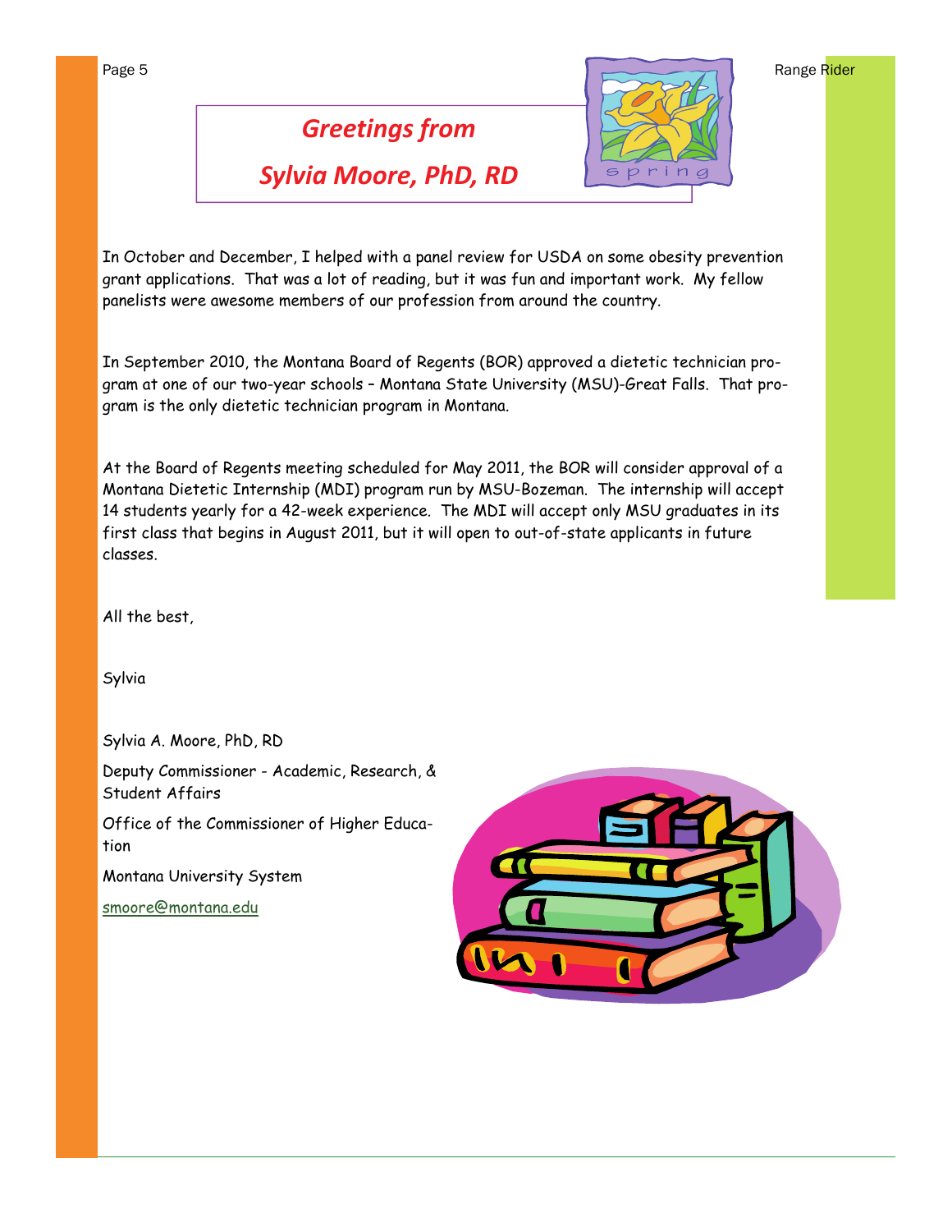## *Greetings from Sylvia Moore, PhD, RD*

In October and December, I helped with a panel review for USDA on some obesity prevention grant applications. That was a lot of reading, but it was fun and important work. My fellow panelists were awesome members of our profession from around the country.

In September 2010, the Montana Board of Regents (BOR) approved a dietetic technician program at one of our two-year schools – Montana State University (MSU)-Great Falls. That program is the only dietetic technician program in Montana.

At the Board of Regents meeting scheduled for May 2011, the BOR will consider approval of a Montana Dietetic Internship (MDI) program run by MSU-Bozeman. The internship will accept 14 students yearly for a 42-week experience. The MDI will accept only MSU graduates in its first class that begins in August 2011, but it will open to out-of-state applicants in future classes.

All the best,

Sylvia

Sylvia A. Moore, PhD, RD

Deputy Commissioner - Academic, Research, & Student Affairs

Office of the Commissioner of Higher Education

Montana University System

smoore@montana.edu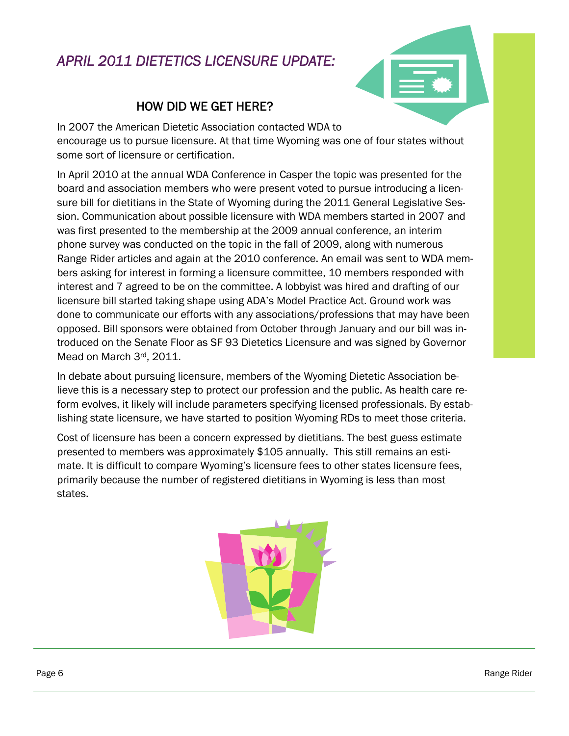# *APRIL 2011 DIETETICS LICENSURE UPDATE:*

## HOW DID WE GET HERE?

In 2007 the American Dietetic Association contacted WDA to encourage us to pursue licensure. At that time Wyoming was one of four states without some sort of licensure or certification.

In April 2010 at the annual WDA Conference in Casper the topic was presented for the board and association members who were present voted to pursue introducing a licensure bill for dietitians in the State of Wyoming during the 2011 General Legislative Session. Communication about possible licensure with WDA members started in 2007 and was first presented to the membership at the 2009 annual conference, an interim phone survey was conducted on the topic in the fall of 2009, along with numerous Range Rider articles and again at the 2010 conference. An email was sent to WDA members asking for interest in forming a licensure committee, 10 members responded with interest and 7 agreed to be on the committee. A lobbyist was hired and drafting of our licensure bill started taking shape using ADA's Model Practice Act. Ground work was done to communicate our efforts with any associations/professions that may have been opposed. Bill sponsors were obtained from October through January and our bill was introduced on the Senate Floor as SF 93 Dietetics Licensure and was signed by Governor Mead on March 3rd, 2011.

In debate about pursuing licensure, members of the Wyoming Dietetic Association believe this is a necessary step to protect our profession and the public. As health care reform evolves, it likely will include parameters specifying licensed professionals. By establishing state licensure, we have started to position Wyoming RDs to meet those criteria.

Cost of licensure has been a concern expressed by dietitians. The best guess estimate presented to members was approximately $105 annually. This still remains an estimate. It is difficult to compare Wyoming's licensure fees to other states licensure fees, primarily because the number of registered dietitians in Wyoming is less than most states.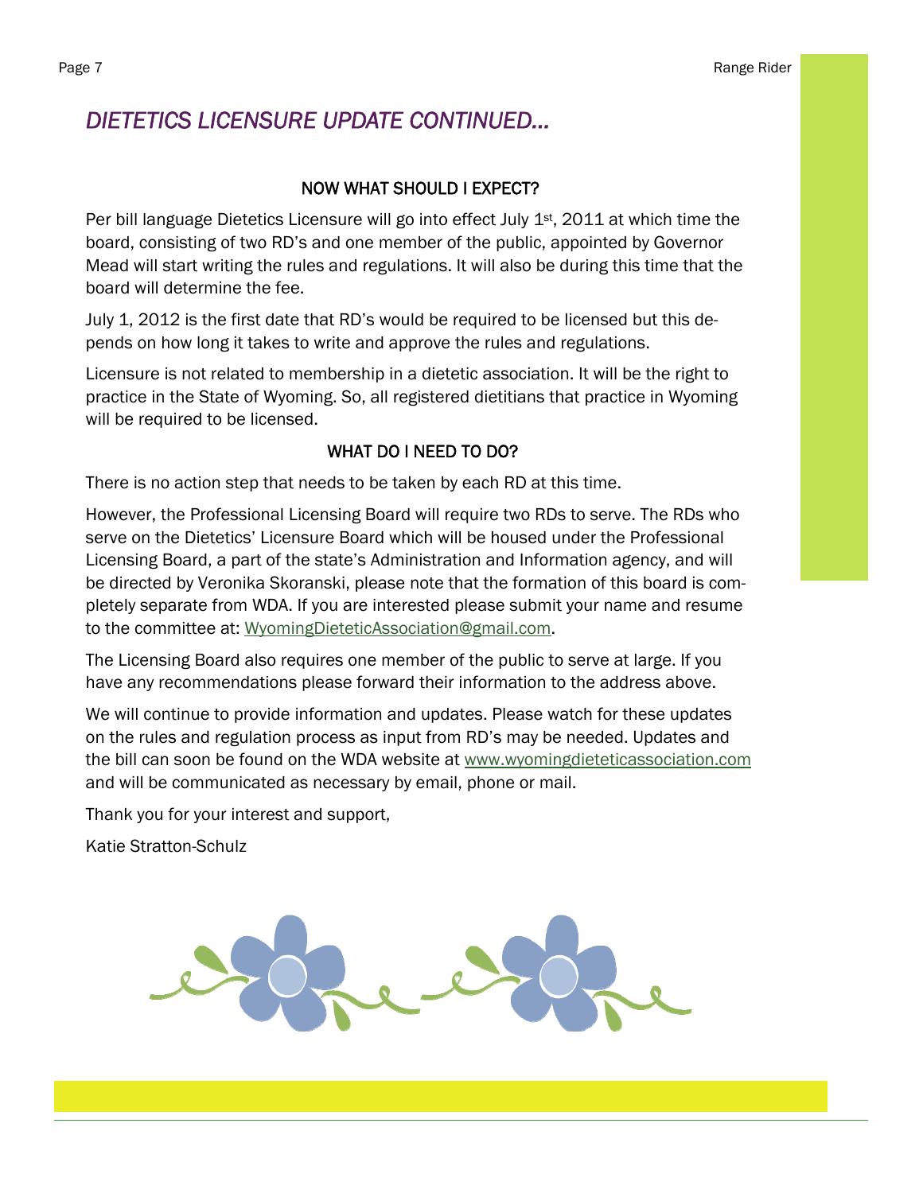# *DIETETICS LICENSURE UPDATE CONTINUED...*

## NOW WHAT SHOULD I EXPECT?

Per bill language Dietetics Licensure will go into effect July 1st, 2011 at which time the board, consisting of two RD's and one member of the public, appointed by Governor Mead will start writing the rules and regulations. It will also be during this time that the board will determine the fee.

July 1, 2012 is the first date that RD's would be required to be licensed but this depends on how long it takes to write and approve the rules and regulations.

Licensure is not related to membership in a dietetic association. It will be the right to practice in the State of Wyoming. So, all registered dietitians that practice in Wyoming will be required to be licensed.

## WHAT DO I NEED TO DO?

There is no action step that needs to be taken by each RD at this time.

However, the Professional Licensing Board will require two RDs to serve. The RDs who serve on the Dietetics' Licensure Board which will be housed under the Professional Licensing Board, a part of the state's Administration and Information agency, and will be directed by Veronika Skoranski, please note that the formation of this board is completely separate from WDA. If you are interested please submit your name and resume to the committee at: WyomingDieteticAssociation@gmail.com.

The Licensing Board also requires one member of the public to serve at large. If you have any recommendations please forward their information to the address above.

We will continue to provide information and updates. Please watch for these updates on the rules and regulation process as input from RD's may be needed. Updates and the bill can soon be found on the WDA website at www.wyomingdieteticassociation.com and will be communicated as necessary by email, phone or mail.

Thank you for your interest and support,

Katie Stratton-Schulz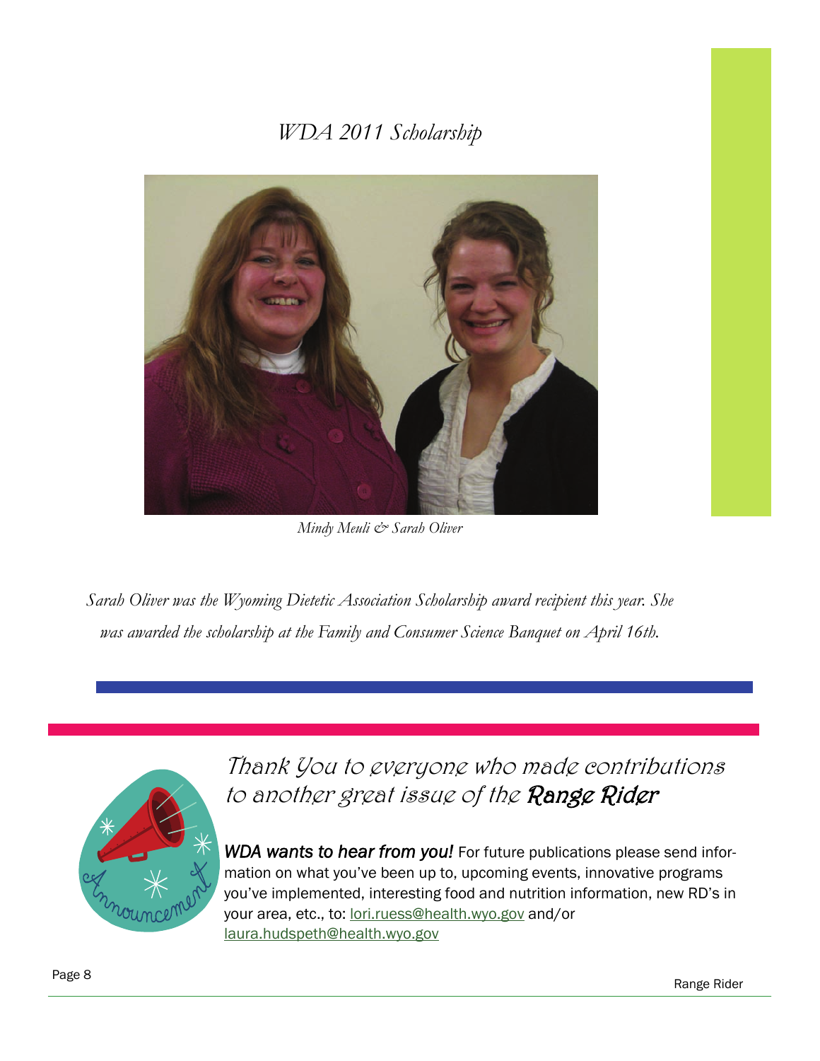## *WDA 2011 Scholarship*

*Mindy Meuli & Sarah Oliver*

*Sarah Oliver was the Wyoming Dietetic Association Scholarship award recipient this year. She was awarded the scholarship at the Family and Consumer Science Banquet on April 16th.*

## Thank You to everyone who made contributions to another great issue of the ***Range Rider***

***WDA wants to hear from you!*** For future publications please send information on what you've been up to, upcoming events, innovative programs you've implemented, interesting food and nutrition information, new RD's in your area, etc., to: lori.ruess@health.wyo.gov and/or laura.hudspeth@health.wyo.gov